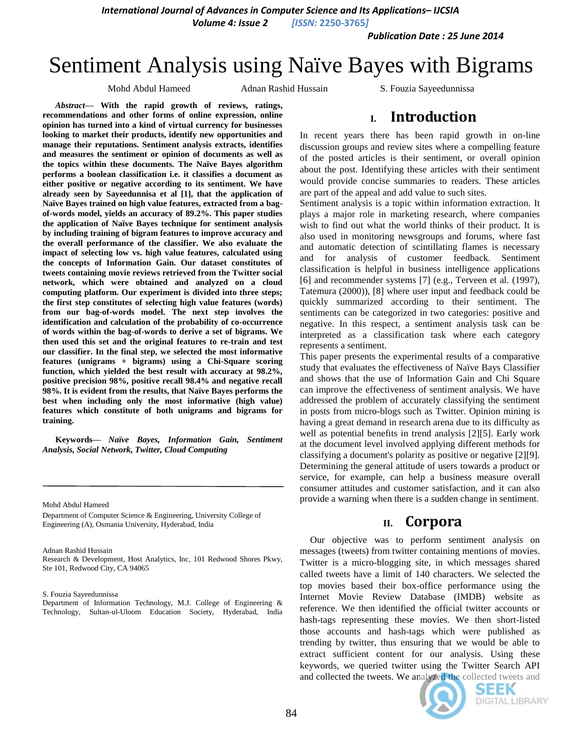# Sentiment Analysis using Naïve Bayes with Bigrams

Mohd Abdul Hameed  Adnan Rashid Hussain  S. Fouzia Sayeedunnissa

***Abstract*— With the rapid growth of reviews, ratings, recommendations and other forms of online expression, online opinion has turned into a kind of virtual currency for businesses looking to market their products, identify new opportunities and manage their reputations. Sentiment analysis extracts, identifies and measures the sentiment or opinion of documents as well as the topics within these documents. The Naïve Bayes algorithm performs a boolean classification i.e. it classifies a document as either positive or negative according to its sentiment. We have already seen by Sayeedunnisa et al [1], that the application of Naïve Bayes trained on high value features, extracted from a bag-of-words model, yields an accuracy of 89.2%. This paper studies the application of Naïve Bayes technique for sentiment analysis by including training of bigram features to improve accuracy and the overall performance of the classifier. We also evaluate the impact of selecting low vs. high value features, calculated using the concepts of Information Gain. Our dataset constitutes of tweets containing movie reviews retrieved from the Twitter social network, which were obtained and analyzed on a cloud computing platform. Our experiment is divided into three steps; the first step constitutes of selecting high value features (words) from our bag-of-words model. The next step involves the identification and calculation of the probability of co-occurrence of words within the bag-of-words to derive a set of bigrams. We then used this set and the original features to re-train and test our classifier. In the final step, we selected the most informative features (unigrams + bigrams) using a Chi-Square scoring function, which yielded the best result with accuracy at 98.2%, positive precision 98%, positive recall 98.4% and negative recall 98%. It is evident from the results, that Naïve Bayes performs the best when including only the most informative (high value) features which constitute of both unigrams and bigrams for training.**

**Keywords—** ***Naïve Bayes, Information Gain, Sentiment Analysis, Social Network, Twitter, Cloud Computing***

---

Mohd Abdul Hameed

Department of Computer Science & Engineering, University College of Engineering (A), Osmania University, Hyderabad, India

Adnan Rashid Hussain

Research & Development, Host Analytics, Inc, 101 Redwood Shores Pkwy, Ste 101, Redwood City, CA 94065

S. Fouzia Sayeedunnissa

Department of Information Technology, M.J. College of Engineering & Technology, Sultan-ul-Uloom Education Society, Hyderabad, India

## I. Introduction

In recent years there has been rapid growth in on-line discussion groups and review sites where a compelling feature of the posted articles is their sentiment, or overall opinion about the post. Identifying these articles with their sentiment would provide concise summaries to readers. These articles are part of the appeal and add value to such sites.

Sentiment analysis is a topic within information extraction. It plays a major role in marketing research, where companies wish to find out what the world thinks of their product. It is also used in monitoring newsgroups and forums, where fast and automatic detection of scintillating flames is necessary and for analysis of customer feedback. Sentiment classification is helpful in business intelligence applications [6] and recommender systems [7] (e.g., Terveen et al. (1997), Tatemura (2000)), [8] where user input and feedback could be quickly summarized according to their sentiment. The sentiments can be categorized in two categories: positive and negative. In this respect, a sentiment analysis task can be interpreted as a classification task where each category represents a sentiment.

This paper presents the experimental results of a comparative study that evaluates the effectiveness of Naïve Bays Classifier and shows that the use of Information Gain and Chi Square can improve the effectiveness of sentiment analysis. We have addressed the problem of accurately classifying the sentiment in posts from micro-blogs such as Twitter. Opinion mining is having a great demand in research arena due to its difficulty as well as potential benefits in trend analysis [2][5]. Early work at the document level involved applying different methods for classifying a document's polarity as positive or negative [2][9]. Determining the general attitude of users towards a product or service, for example, can help a business measure overall consumer attitudes and customer satisfaction, and it can also provide a warning when there is a sudden change in sentiment.

## II. Corpora

Our objective was to perform sentiment analysis on messages (tweets) from twitter containing mentions of movies. Twitter is a micro-blogging site, in which messages shared called tweets have a limit of 140 characters. We selected the top movies based their box-office performance using the Internet Movie Review Database (IMDB) website as reference. We then identified the official twitter accounts or hash-tags representing these movies. We then short-listed those accounts and hash-tags which were published as trending by twitter, thus ensuring that we would be able to extract sufficient content for our analysis. Using these keywords, we queried twitter using the Twitter Search API and collected the tweets. We analyzed the collected tweets and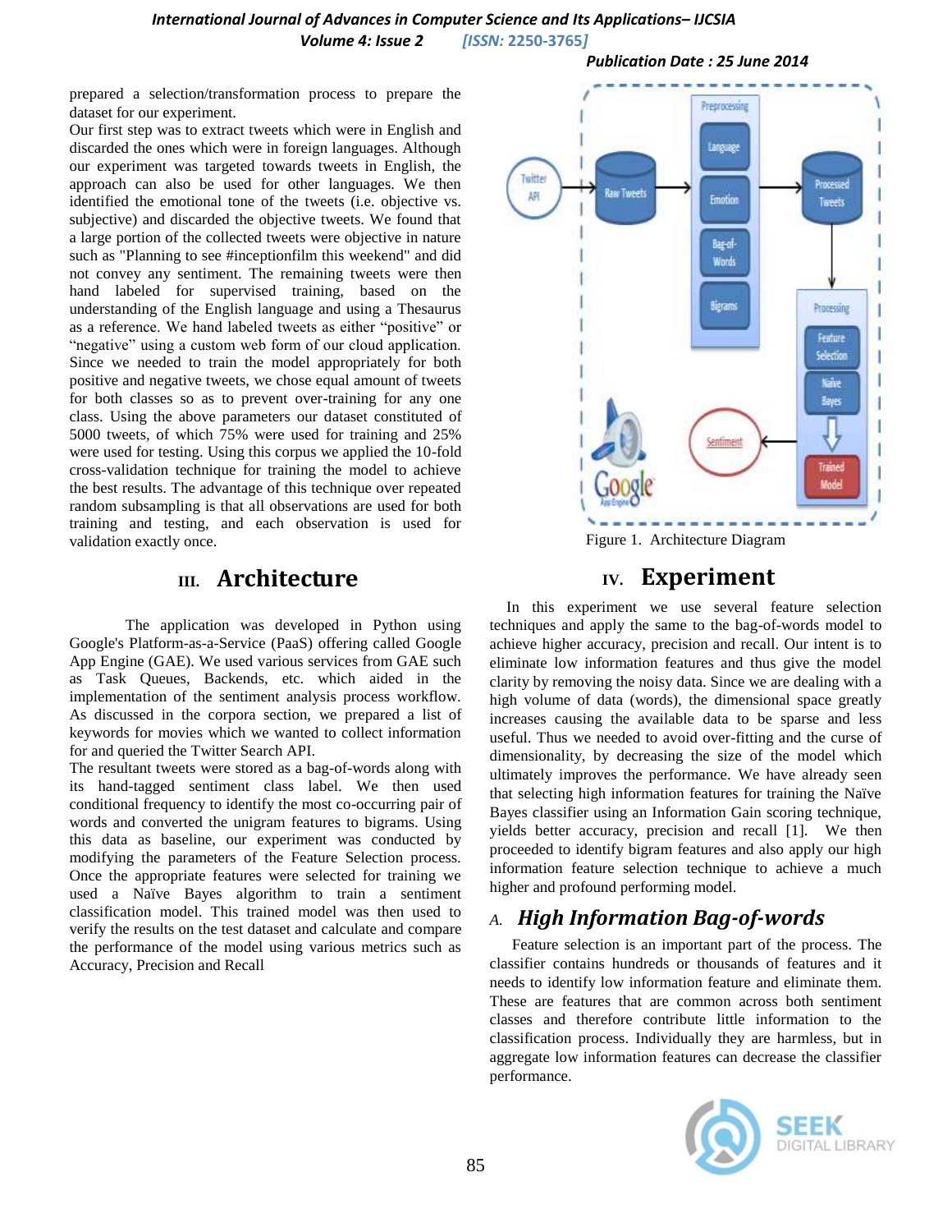prepared a selection/transformation process to prepare the dataset for our experiment.

Our first step was to extract tweets which were in English and discarded the ones which were in foreign languages. Although our experiment was targeted towards tweets in English, the approach can also be used for other languages. We then identified the emotional tone of the tweets (i.e. objective vs. subjective) and discarded the objective tweets. We found that a large portion of the collected tweets were objective in nature such as "Planning to see #inceptionfilm this weekend" and did not convey any sentiment. The remaining tweets were then hand labeled for supervised training, based on the understanding of the English language and using a Thesaurus as a reference. We hand labeled tweets as either "positive" or "negative" using a custom web form of our cloud application. Since we needed to train the model appropriately for both positive and negative tweets, we chose equal amount of tweets for both classes so as to prevent over-training for any one class. Using the above parameters our dataset constituted of 5000 tweets, of which 75% were used for training and 25% were used for testing. Using this corpus we applied the 10-fold cross-validation technique for training the model to achieve the best results. The advantage of this technique over repeated random subsampling is that all observations are used for both training and testing, and each observation is used for validation exactly once.

## III. Architecture

The application was developed in Python using Google's Platform-as-a-Service (PaaS) offering called Google App Engine (GAE). We used various services from GAE such as Task Queues, Backends, etc. which aided in the implementation of the sentiment analysis process workflow. As discussed in the corpora section, we prepared a list of keywords for movies which we wanted to collect information for and queried the Twitter Search API.

The resultant tweets were stored as a bag-of-words along with its hand-tagged sentiment class label. We then used conditional frequency to identify the most co-occurring pair of words and converted the unigram features to bigrams. Using this data as baseline, our experiment was conducted by modifying the parameters of the Feature Selection process. Once the appropriate features were selected for training we used a Naïve Bayes algorithm to train a sentiment classification model. This trained model was then used to verify the results on the test dataset and calculate and compare the performance of the model using various metrics such as Accuracy, Precision and Recall

Figure 1. Architecture Diagram

## IV. Experiment

In this experiment we use several feature selection techniques and apply the same to the bag-of-words model to achieve higher accuracy, precision and recall. Our intent is to eliminate low information features and thus give the model clarity by removing the noisy data. Since we are dealing with a high volume of data (words), the dimensional space greatly increases causing the available data to be sparse and less useful. Thus we needed to avoid over-fitting and the curse of dimensionality, by decreasing the size of the model which ultimately improves the performance. We have already seen that selecting high information features for training the Naïve Bayes classifier using an Information Gain scoring technique, yields better accuracy, precision and recall [1]. We then proceeded to identify bigram features and also apply our high information feature selection technique to achieve a much higher and profound performing model.

### A. High Information Bag-of-words

Feature selection is an important part of the process. The classifier contains hundreds or thousands of features and it needs to identify low information feature and eliminate them. These are features that are common across both sentiment classes and therefore contribute little information to the classification process. Individually they are harmless, but in aggregate low information features can decrease the classifier performance.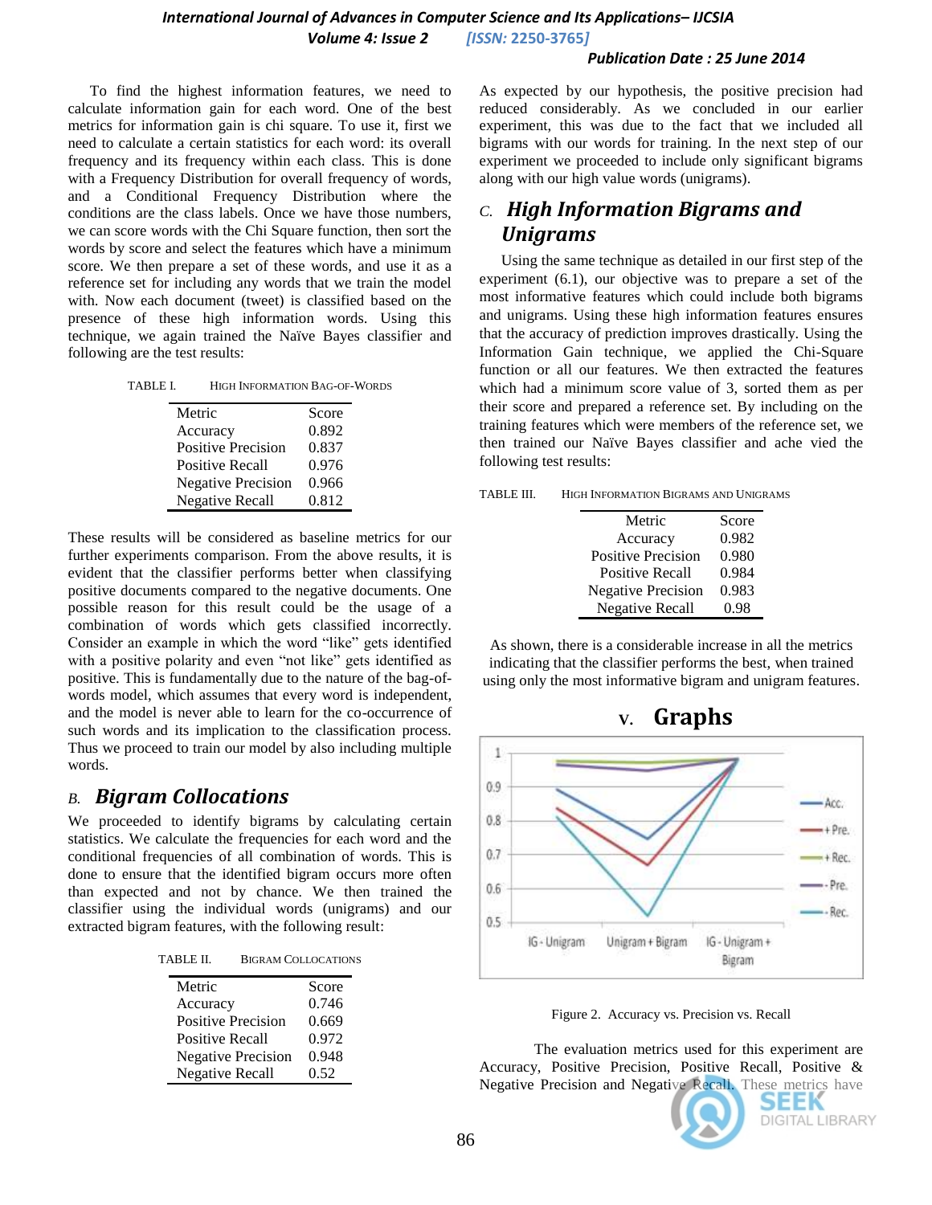To find the highest information features, we need to calculate information gain for each word. One of the best metrics for information gain is chi square. To use it, first we need to calculate a certain statistics for each word: its overall frequency and its frequency within each class. This is done with a Frequency Distribution for overall frequency of words, and a Conditional Frequency Distribution where the conditions are the class labels. Once we have those numbers, we can score words with the Chi Square function, then sort the words by score and select the features which have a minimum score. We then prepare a set of these words, and use it as a reference set for including any words that we train the model with. Now each document (tweet) is classified based on the presence of these high information words. Using this technique, we again trained the Naïve Bayes classifier and following are the test results:

TABLE I. HIGH INFORMATION BAG-OF-WORDS

| Metric | Score |
|---|---|
| Accuracy | 0.892 |
| Positive Precision | 0.837 |
| Positive Recall | 0.976 |
| Negative Precision | 0.966 |
| Negative Recall | 0.812 |

These results will be considered as baseline metrics for our further experiments comparison. From the above results, it is evident that the classifier performs better when classifying positive documents compared to the negative documents. One possible reason for this result could be the usage of a combination of words which gets classified incorrectly. Consider an example in which the word "like" gets identified with a positive polarity and even "not like" gets identified as positive. This is fundamentally due to the nature of the bag-of-words model, which assumes that every word is independent, and the model is never able to learn for the co-occurrence of such words and its implication to the classification process. Thus we proceed to train our model by also including multiple words.

### *B. Bigram Collocations*

We proceeded to identify bigrams by calculating certain statistics. We calculate the frequencies for each word and the conditional frequencies of all combination of words. This is done to ensure that the identified bigram occurs more often than expected and not by chance. We then trained the classifier using the individual words (unigrams) and our extracted bigram features, with the following result:

TABLE II. BIGRAM COLLOCATIONS

| Metric | Score |
|---|---|
| Accuracy | 0.746 |
| Positive Precision | 0.669 |
| Positive Recall | 0.972 |
| Negative Precision | 0.948 |
| Negative Recall | 0.52 |

As expected by our hypothesis, the positive precision had reduced considerably. As we concluded in our earlier experiment, this was due to the fact that we included all bigrams with our words for training. In the next step of our experiment we proceeded to include only significant bigrams along with our high value words (unigrams).

### *C. High Information Bigrams and Unigrams*

Using the same technique as detailed in our first step of the experiment (6.1), our objective was to prepare a set of the most informative features which could include both bigrams and unigrams. Using these high information features ensures that the accuracy of prediction improves drastically. Using the Information Gain technique, we applied the Chi-Square function or all our features. We then extracted the features which had a minimum score value of 3, sorted them as per their score and prepared a reference set. By including on the training features which were members of the reference set, we then trained our Naïve Bayes classifier and ache vied the following test results:

TABLE III. HIGH INFORMATION BIGRAMS AND UNIGRAMS

| Metric | Score |
|---|---|
| Accuracy | 0.982 |
| Positive Precision | 0.980 |
| Positive Recall | 0.984 |
| Negative Precision | 0.983 |
| Negative Recall | 0.98 |

As shown, there is a considerable increase in all the metrics indicating that the classifier performs the best, when trained using only the most informative bigram and unigram features.

## V. Graphs

Figure 2. Accuracy vs. Precision vs. Recall

The evaluation metrics used for this experiment are Accuracy, Positive Precision, Positive Recall, Positive & Negative Precision and Negative Recall. These metrics have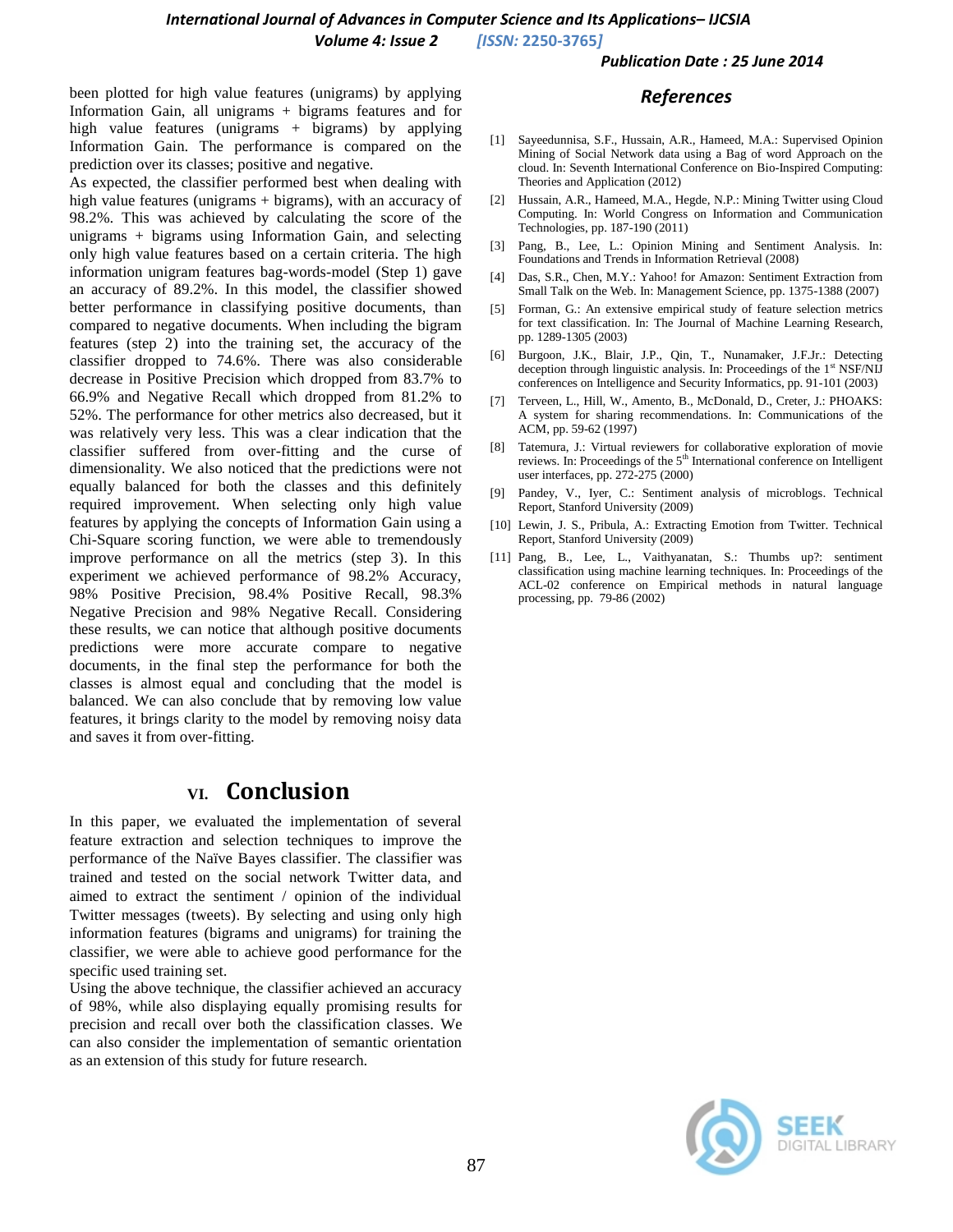been plotted for high value features (unigrams) by applying Information Gain, all unigrams + bigrams features and for high value features (unigrams + bigrams) by applying Information Gain. The performance is compared on the prediction over its classes; positive and negative.

As expected, the classifier performed best when dealing with high value features (unigrams + bigrams), with an accuracy of 98.2%. This was achieved by calculating the score of the unigrams + bigrams using Information Gain, and selecting only high value features based on a certain criteria. The high information unigram features bag-words-model (Step 1) gave an accuracy of 89.2%. In this model, the classifier showed better performance in classifying positive documents, than compared to negative documents. When including the bigram features (step 2) into the training set, the accuracy of the classifier dropped to 74.6%. There was also considerable decrease in Positive Precision which dropped from 83.7% to 66.9% and Negative Recall which dropped from 81.2% to 52%. The performance for other metrics also decreased, but it was relatively very less. This was a clear indication that the classifier suffered from over-fitting and the curse of dimensionality. We also noticed that the predictions were not equally balanced for both the classes and this definitely required improvement. When selecting only high value features by applying the concepts of Information Gain using a Chi-Square scoring function, we were able to tremendously improve performance on all the metrics (step 3). In this experiment we achieved performance of 98.2% Accuracy, 98% Positive Precision, 98.4% Positive Recall, 98.3% Negative Precision and 98% Negative Recall. Considering these results, we can notice that although positive documents predictions were more accurate compare to negative documents, in the final step the performance for both the classes is almost equal and concluding that the model is balanced. We can also conclude that by removing low value features, it brings clarity to the model by removing noisy data and saves it from over-fitting.

## VI. Conclusion

In this paper, we evaluated the implementation of several feature extraction and selection techniques to improve the performance of the Naïve Bayes classifier. The classifier was trained and tested on the social network Twitter data, and aimed to extract the sentiment / opinion of the individual Twitter messages (tweets). By selecting and using only high information features (bigrams and unigrams) for training the classifier, we were able to achieve good performance for the specific used training set.

Using the above technique, the classifier achieved an accuracy of 98%, while also displaying equally promising results for precision and recall over both the classification classes. We can also consider the implementation of semantic orientation as an extension of this study for future research.

## References

[1] Sayeedunnisa, S.F., Hussain, A.R., Hameed, M.A.: Supervised Opinion Mining of Social Network data using a Bag of word Approach on the cloud. In: Seventh International Conference on Bio-Inspired Computing: Theories and Application (2012)

[2] Hussain, A.R., Hameed, M.A., Hegde, N.P.: Mining Twitter using Cloud Computing. In: World Congress on Information and Communication Technologies, pp. 187-190 (2011)

[3] Pang, B., Lee, L.: Opinion Mining and Sentiment Analysis. In: Foundations and Trends in Information Retrieval (2008)

[4] Das, S.R., Chen, M.Y.: Yahoo! for Amazon: Sentiment Extraction from Small Talk on the Web. In: Management Science, pp. 1375-1388 (2007)

[5] Forman, G.: An extensive empirical study of feature selection metrics for text classification. In: The Journal of Machine Learning Research, pp. 1289-1305 (2003)

[6] Burgoon, J.K., Blair, J.P., Qin, T., Nunamaker, J.F.Jr.: Detecting deception through linguistic analysis. In: Proceedings of the 1st NSF/NIJ conferences on Intelligence and Security Informatics, pp. 91-101 (2003)

[7] Terveen, L., Hill, W., Amento, B., McDonald, D., Creter, J.: PHOAKS: A system for sharing recommendations. In: Communications of the ACM, pp. 59-62 (1997)

[8] Tatemura, J.: Virtual reviewers for collaborative exploration of movie reviews. In: Proceedings of the 5th International conference on Intelligent user interfaces, pp. 272-275 (2000)

[9] Pandey, V., Iyer, C.: Sentiment analysis of microblogs. Technical Report, Stanford University (2009)

[10] Lewin, J. S., Pribula, A.: Extracting Emotion from Twitter. Technical Report, Stanford University (2009)

[11] Pang, B., Lee, L., Vaithyanatan, S.: Thumbs up?: sentiment classification using machine learning techniques. In: Proceedings of the ACL-02 conference on Empirical methods in natural language processing, pp. 79-86 (2002)